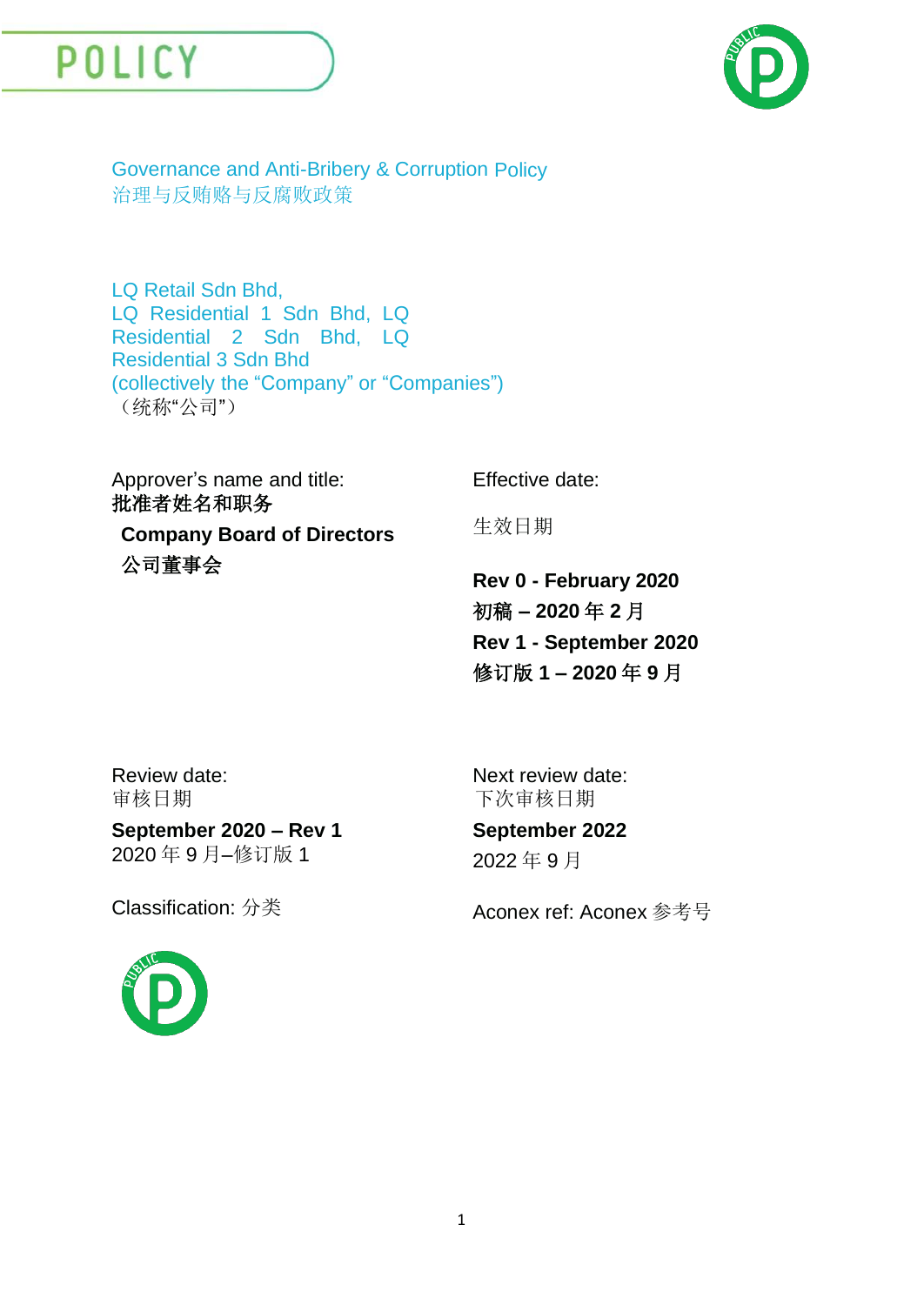# POLICY

## Governance and Anti-Bribery & Corruption Policy
## 治理与反贿赂与反腐败政策

LQ Retail Sdn Bhd,
LQ Residential 1 Sdn Bhd, LQ Residential 2 Sdn Bhd, LQ Residential 3 Sdn Bhd
(collectively the “Company” or “Companies”)
（统称“公司”）

Approver’s name and title:
**批准者姓名和职务**

**Company Board of Directors**
**公司董事会**

Effective date:

生效日期

**Rev 0 - February 2020**
**初稿 – 2020 年 2 月**
**Rev 1 - September 2020**
**修订版 1 – 2020 年 9 月**

Review date:
审核日期

**September 2020 – Rev 1**
2020 年 9 月–修订版 1

Next review date:
下次审核日期

**September 2022**
2022 年 9 月

Classification: 分类

Aconex ref: Aconex 参考号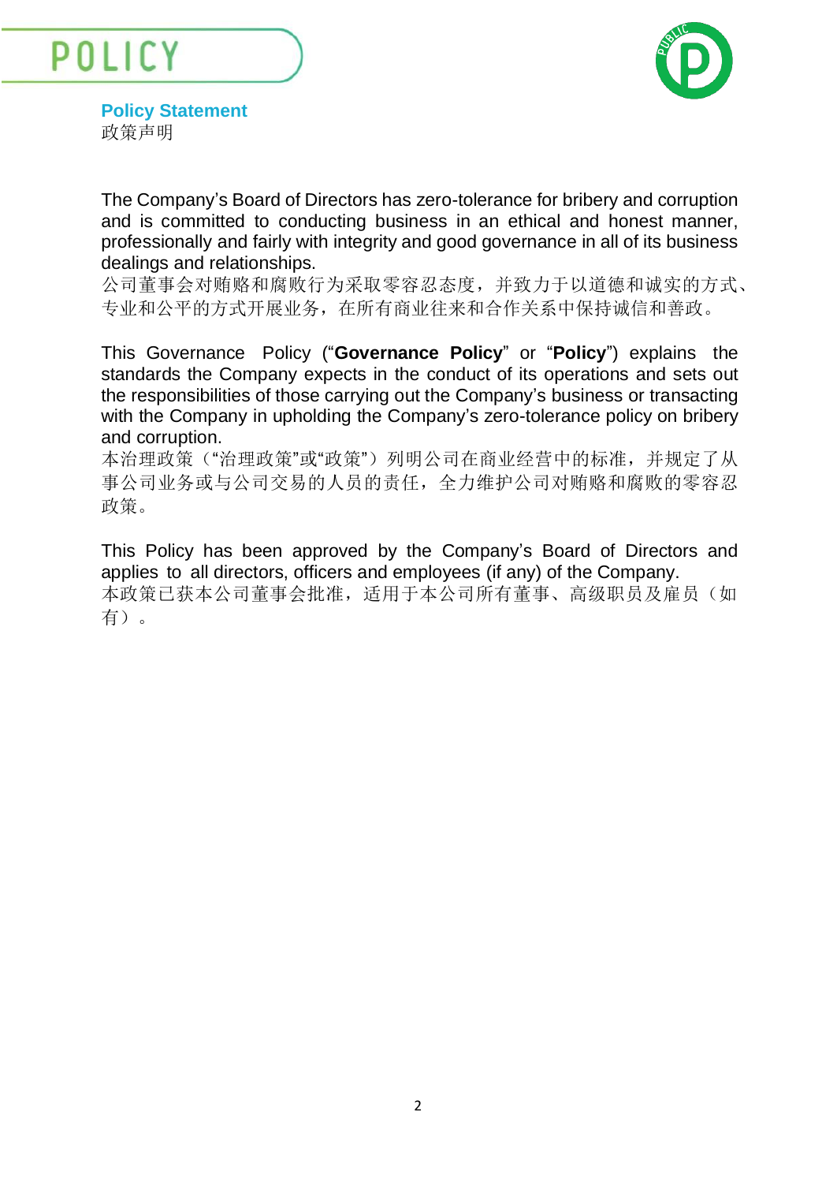# POLICY

## Policy Statement
政策声明

The Company's Board of Directors has zero-tolerance for bribery and corruption and is committed to conducting business in an ethical and honest manner, professionally and fairly with integrity and good governance in all of its business dealings and relationships.
公司董事会对贿赂和腐败行为采取零容忍态度，并致力于以道德和诚实的方式、专业和公平的方式开展业务，在所有商业往来和合作关系中保持诚信和善政。

This Governance Policy ("**Governance Policy**" or "**Policy**") explains the standards the Company expects in the conduct of its operations and sets out the responsibilities of those carrying out the Company's business or transacting with the Company in upholding the Company's zero-tolerance policy on bribery and corruption.
本治理政策（"治理政策"或"政策"）列明公司在商业经营中的标准，并规定了从事公司业务或与公司交易的人员的责任，全力维护公司对贿赂和腐败的零容忍政策。

This Policy has been approved by the Company's Board of Directors and applies to all directors, officers and employees (if any) of the Company.
本政策已获本公司董事会批准，适用于本公司所有董事、高级职员及雇员（如有）。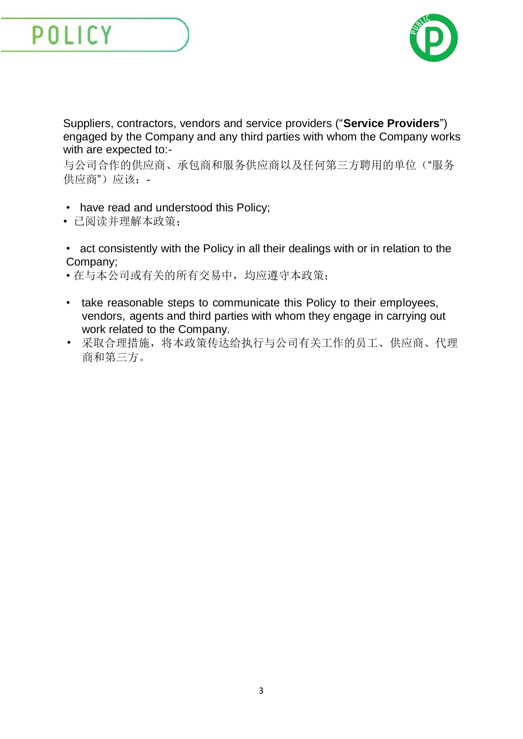Suppliers, contractors, vendors and service providers ("**Service Providers**") engaged by the Company and any third parties with whom the Company works with are expected to:-

与公司合作的供应商、承包商和服务供应商以及任何第三方聘用的单位（"服务供应商"）应该：-

- have read and understood this Policy;
- 已阅读并理解本政策；

- act consistently with the Policy in all their dealings with or in relation to the Company;
- 在与本公司或有关的所有交易中，均应遵守本政策；

- take reasonable steps to communicate this Policy to their employees, vendors, agents and third parties with whom they engage in carrying out work related to the Company.
- 采取合理措施，将本政策传达给执行与公司有关工作的员工、供应商、代理商和第三方。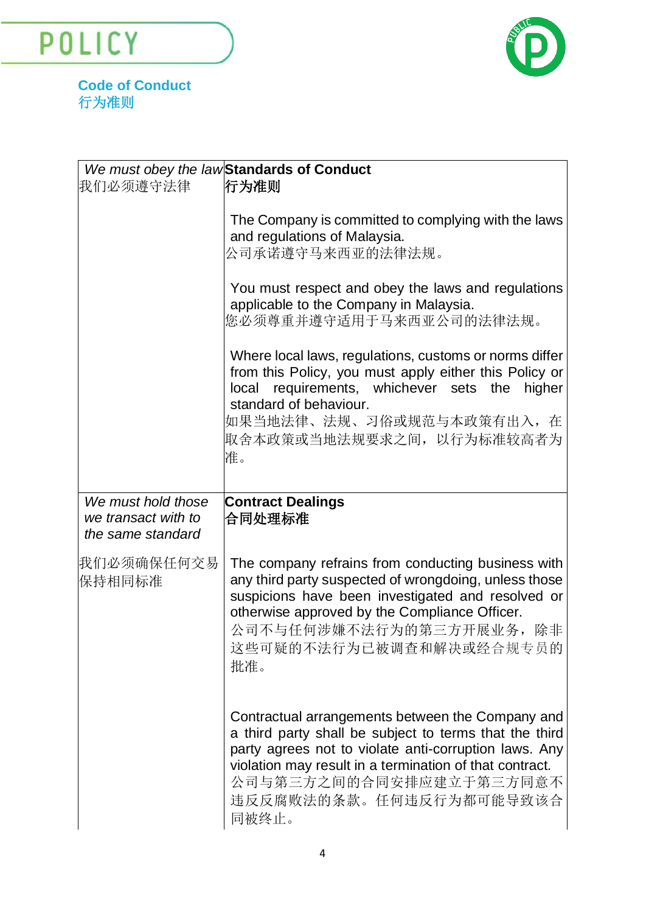POLICY

**Code of Conduct**
**行为准则**

| *We must obey the law*<br>我们必须遵守法律 | **Standards of Conduct**<br>**行为准则**<br><br>The Company is committed to complying with the laws and regulations of Malaysia.<br>公司承诺遵守马来西亚的法律法规。<br><br>You must respect and obey the laws and regulations applicable to the Company in Malaysia.<br>您必须尊重并遵守适用于马来西亚公司的法律法规。<br><br>Where local laws, regulations, customs or norms differ from this Policy, you must apply either this Policy or local requirements, whichever sets the higher standard of behaviour.<br>如果当地法律、法规、习俗或规范与本政策有出入，在取舍本政策或当地法规要求之间，以行为标准较高者为准。 |
|---|---|
| *We must hold those we transact with to the same standard*<br><br>我们必须确保任何交易保持相同标准 | **Contract Dealings**<br>**合同处理标准**<br><br>The company refrains from conducting business with any third party suspected of wrongdoing, unless those suspicions have been investigated and resolved or otherwise approved by the Compliance Officer.<br>公司不与任何涉嫌不法行为的第三方开展业务，除非这些可疑的不法行为已被调查和解决或经合规专员的批准。<br><br>Contractual arrangements between the Company and a third party shall be subject to terms that the third party agrees not to violate anti-corruption laws. Any violation may result in a termination of that contract.<br>公司与第三方之间的合同安排应建立于第三方同意不违反反腐败法的条款。任何违反行为都可能导致该合同被终止。 |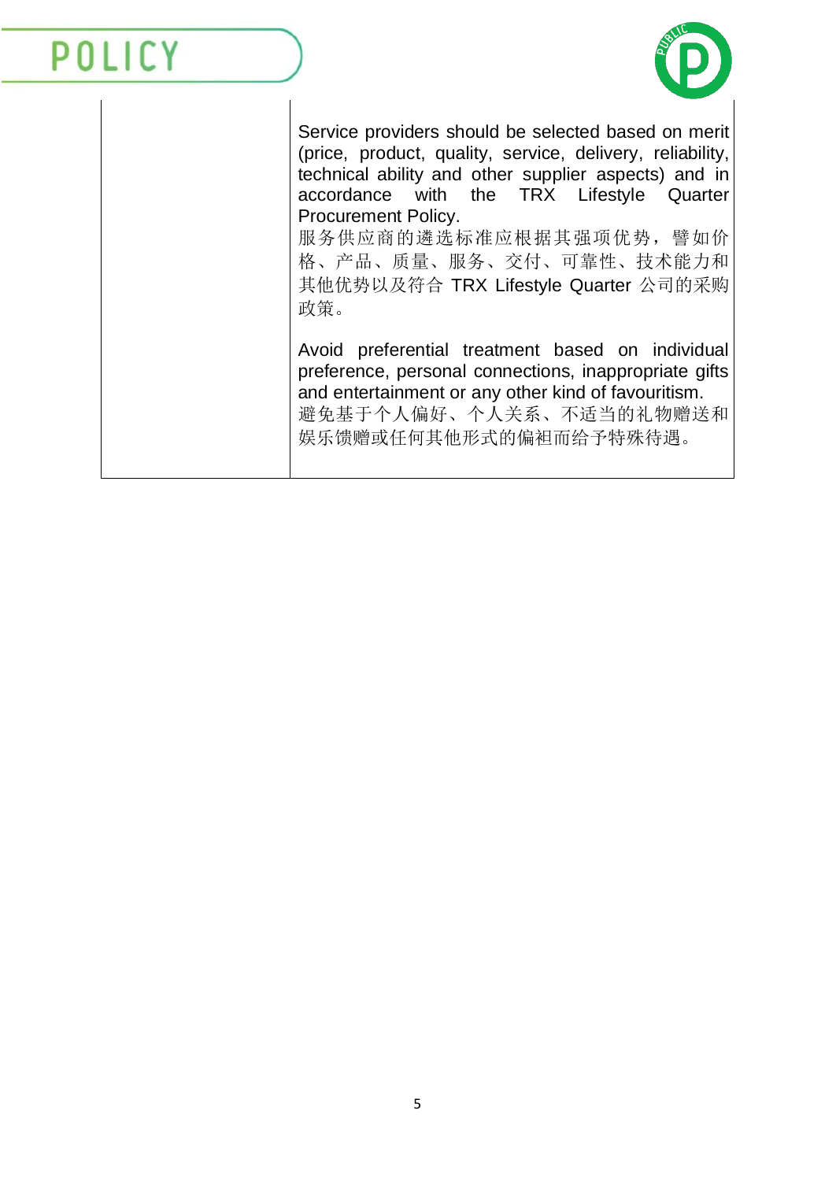| | |
|---|---|
| | Service providers should be selected based on merit (price, product, quality, service, delivery, reliability, technical ability and other supplier aspects) and in accordance with the TRX Lifestyle Quarter Procurement Policy.<br>服务供应商的遴选标准应根据其强项优势，譬如价格、产品、质量、服务、交付、可靠性、技术能力和其他优势以及符合 TRX Lifestyle Quarter 公司的采购政策。<br><br>Avoid preferential treatment based on individual preference, personal connections, inappropriate gifts and entertainment or any other kind of favouritism.<br>避免基于个人偏好、个人关系、不适当的礼物赠送和娱乐馈赠或任何其他形式的偏袒而给予特殊待遇。 |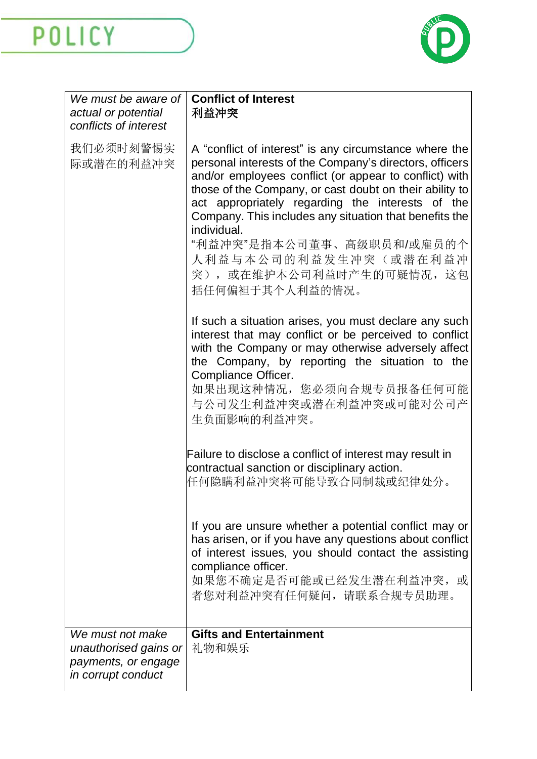| | |
|---|---|
| *We must be aware of actual or potential conflicts of interest*<br><br>我们必须时刻警惕实际或潜在的利益冲突 | **Conflict of Interest**<br>**利益冲突**<br><br>A “conflict of interest” is any circumstance where the personal interests of the Company’s directors, officers and/or employees conflict (or appear to conflict) with those of the Company, or cast doubt on their ability to act appropriately regarding the interests of the Company. This includes any situation that benefits the individual.<br>“利益冲突”是指本公司董事、高级职员和/或雇员的个人利益与本公司的利益发生冲突（或潜在利益冲突），或在维护本公司利益时产生的可疑情况，这包括任何偏袒于其个人利益的情况。<br><br>If such a situation arises, you must declare any such interest that may conflict or be perceived to conflict with the Company or may otherwise adversely affect the Company, by reporting the situation to the Compliance Officer.<br>如果出现这种情况，您必须向合规专员报备任何可能与公司发生利益冲突或潜在利益冲突或可能对公司产生负面影响的利益冲突。<br><br>Failure to disclose a conflict of interest may result in contractual sanction or disciplinary action.<br>任何隐瞒利益冲突将可能导致合同制裁或纪律处分。<br><br>If you are unsure whether a potential conflict may or has arisen, or if you have any questions about conflict of interest issues, you should contact the assisting compliance officer.<br>如果您不确定是否可能或已经发生潜在利益冲突，或者您对利益冲突有任何疑问，请联系合规专员助理。 |
| *We must not make unauthorised gains or payments, or engage in corrupt conduct* | **Gifts and Entertainment**<br>礼物和娱乐 |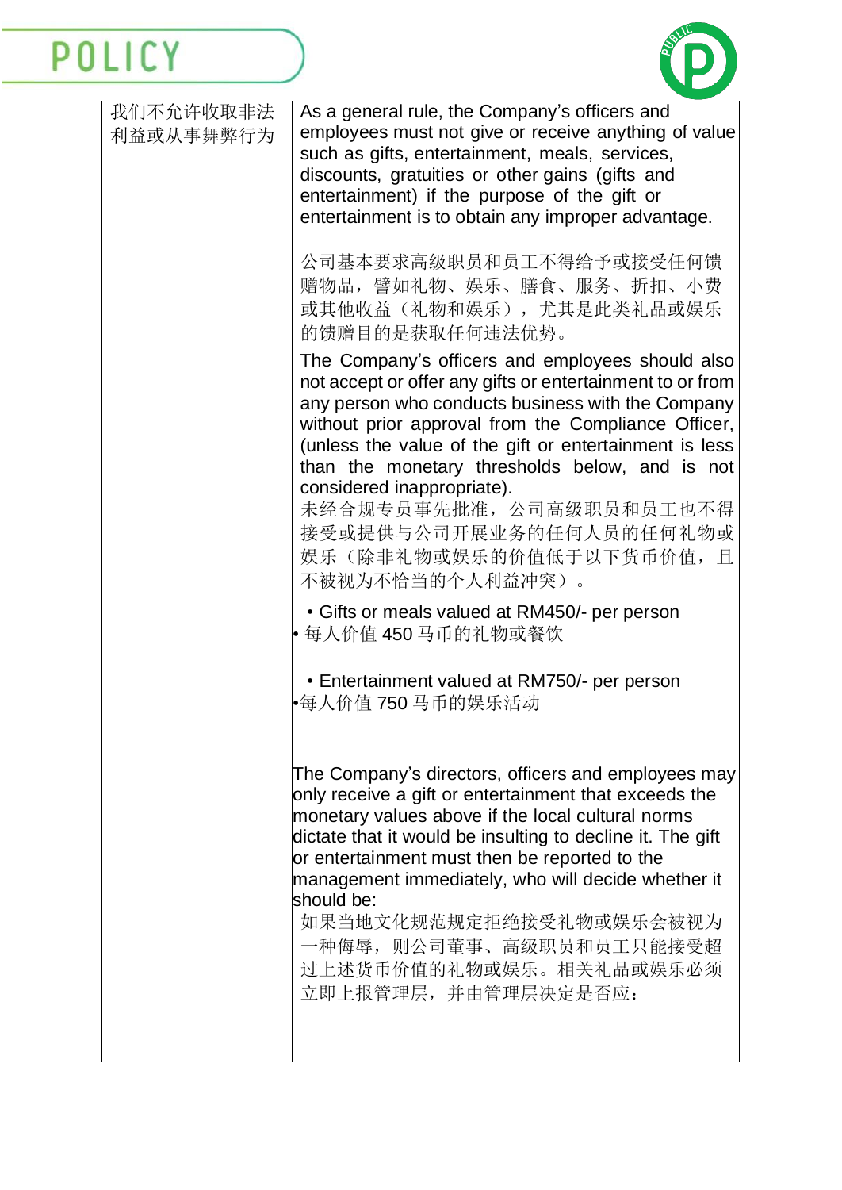| | |
|---|---|
| 我们不允许收取非法利益或从事舞弊行为 | As a general rule, the Company's officers and employees must not give or receive anything of value such as gifts, entertainment, meals, services, discounts, gratuities or other gains (gifts and entertainment) if the purpose of the gift or entertainment is to obtain any improper advantage.<br><br>公司基本要求高级职员和员工不得给予或接受任何馈赠物品，譬如礼物、娱乐、膳食、服务、折扣、小费或其他收益（礼物和娱乐），尤其是此类礼品或娱乐的馈赠目的是获取任何违法优势。<br><br>The Company's officers and employees should also not accept or offer any gifts or entertainment to or from any person who conducts business with the Company without prior approval from the Compliance Officer, (unless the value of the gift or entertainment is less than the monetary thresholds below, and is not considered inappropriate).<br>未经合规专员事先批准，公司高级职员和员工也不得接受或提供与公司开展业务的任何人员的任何礼物或娱乐（除非礼物或娱乐的价值低于以下货币价值，且不被视为不恰当的个人利益冲突）。<br><br>• Gifts or meals valued at RM450/- per person<br>• 每人价值 450 马币的礼物或餐饮<br><br>• Entertainment valued at RM750/- per person<br>•每人价值 750 马币的娱乐活动<br><br>The Company's directors, officers and employees may only receive a gift or entertainment that exceeds the monetary values above if the local cultural norms dictate that it would be insulting to decline it. The gift or entertainment must then be reported to the management immediately, who will decide whether it should be:<br>如果当地文化规范规定拒绝接受礼物或娱乐会被视为一种侮辱，则公司董事、高级职员和员工只能接受超过上述货币价值的礼物或娱乐。相关礼品或娱乐必须立即上报管理层，并由管理层决定是否应： |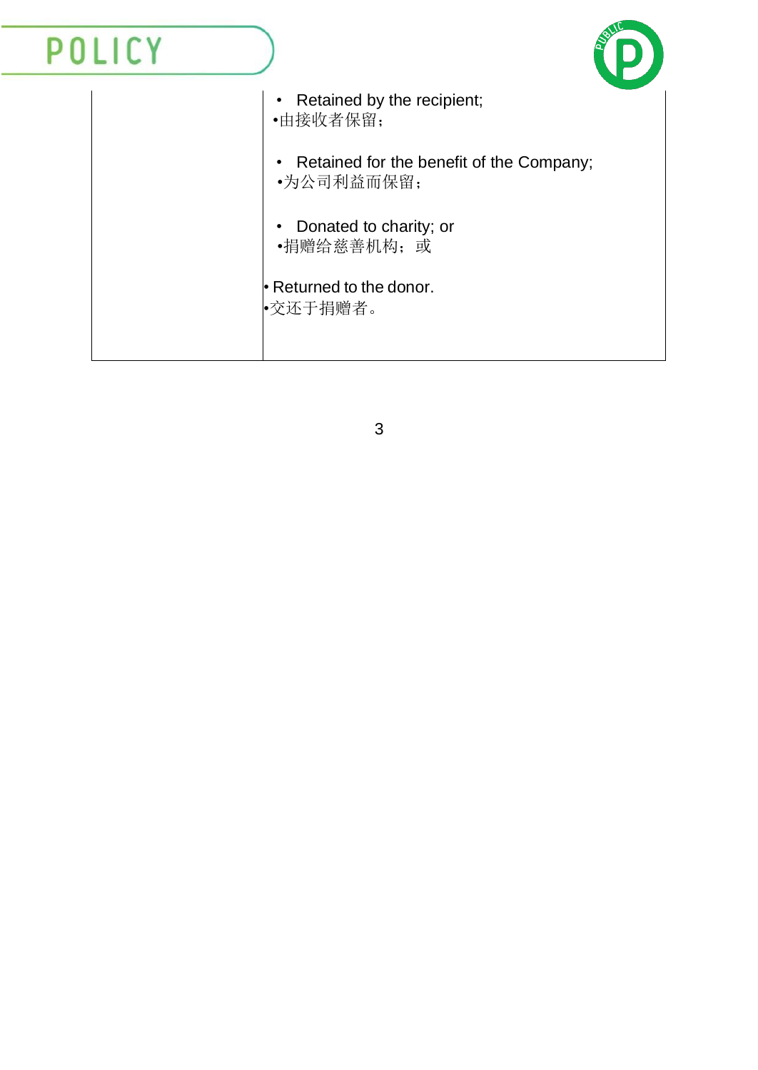| | |
|---|---|
| | • Retained by the recipient;<br>•由接收者保留；<br><br>• Retained for the benefit of the Company;<br>•为公司利益而保留；<br><br>• Donated to charity; or<br>•捐赠给慈善机构；或<br><br>• Returned to the donor.<br>•交还于捐赠者。 |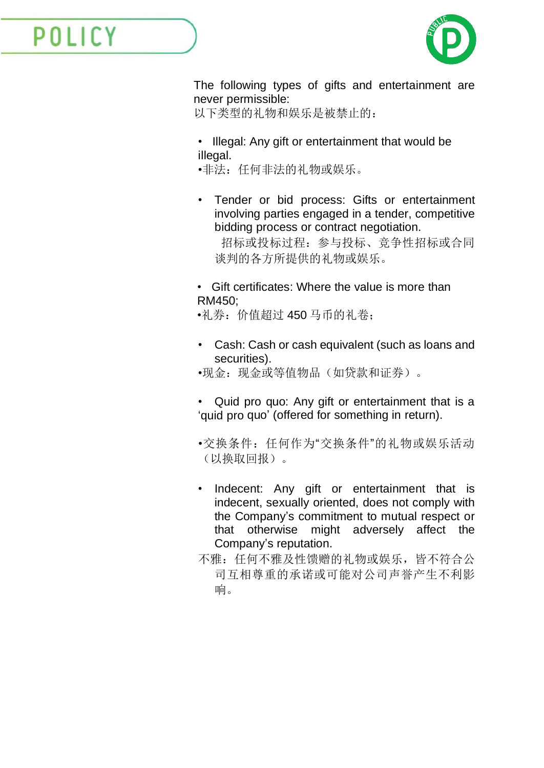The following types of gifts and entertainment are never permissible:
以下类型的礼物和娱乐是被禁止的：

- Illegal: Any gift or entertainment that would be illegal.
  •非法：任何非法的礼物或娱乐。

- Tender or bid process: Gifts or entertainment involving parties engaged in a tender, competitive bidding process or contract negotiation.
  招标或投标过程：参与投标、竞争性招标或合同谈判的各方所提供的礼物或娱乐。

- Gift certificates: Where the value is more than RM450;
  •礼券：价值超过 450 马币的礼卷；

- Cash: Cash or cash equivalent (such as loans and securities).
  •现金：现金或等值物品（如贷款和证券）。

- Quid pro quo: Any gift or entertainment that is a 'quid pro quo' (offered for something in return).

  •交换条件：任何作为"交换条件"的礼物或娱乐活动（以换取回报）。

- Indecent: Any gift or entertainment that is indecent, sexually oriented, does not comply with the Company's commitment to mutual respect or that otherwise might adversely affect the Company's reputation.
  不雅：任何不雅及性馈赠的礼物或娱乐，皆不符合公司互相尊重的承诺或可能对公司声誉产生不利影响。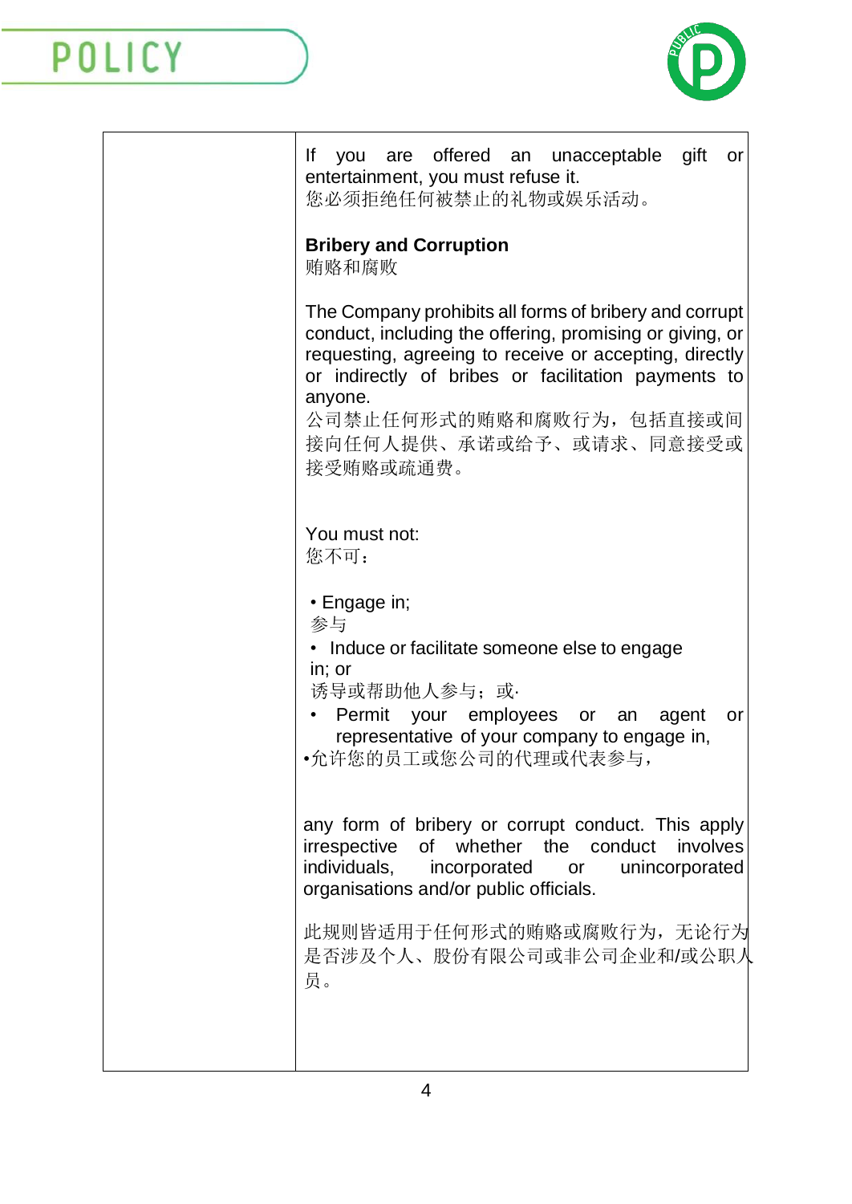If you are offered an unacceptable gift or entertainment, you must refuse it.
您必须拒绝任何被禁止的礼物或娱乐活动。

**Bribery and Corruption**
贿赂和腐败

The Company prohibits all forms of bribery and corrupt conduct, including the offering, promising or giving, or requesting, agreeing to receive or accepting, directly or indirectly of bribes or facilitation payments to anyone.
公司禁止任何形式的贿赂和腐败行为，包括直接或间接向任何人提供、承诺或给予、或请求、同意接受或接受贿赂或疏通费。

You must not:
您不可：

- Engage in;
  参与
- Induce or facilitate someone else to engage in; or
  诱导或帮助他人参与；或·
- Permit your employees or an agent or representative of your company to engage in,
  •允许您的员工或您公司的代理或代表参与，

any form of bribery or corrupt conduct. This apply irrespective of whether the conduct involves individuals, incorporated or unincorporated organisations and/or public officials.

此规则皆适用于任何形式的贿赂或腐败行为，无论行为是否涉及个人、股份有限公司或非公司企业和/或公职人员。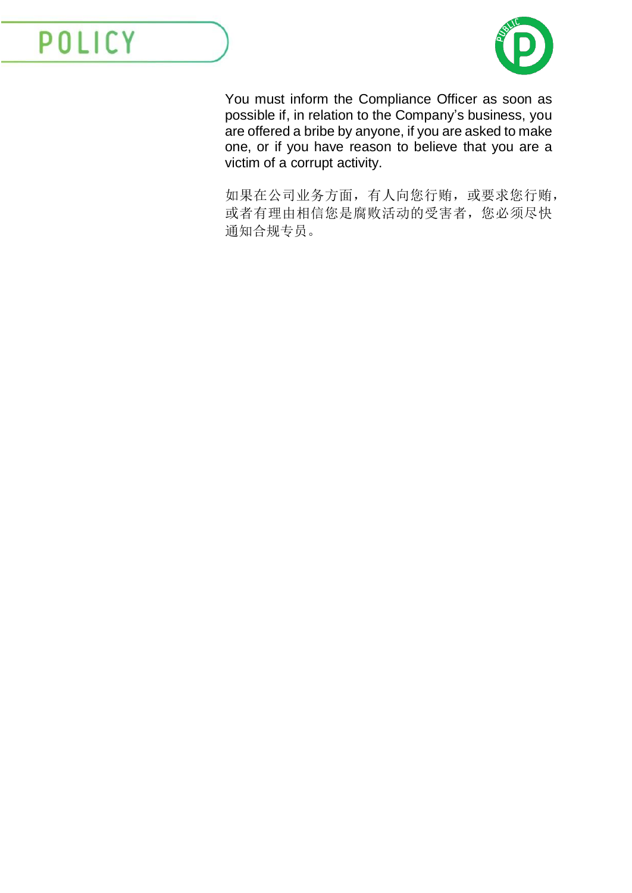You must inform the Compliance Officer as soon as possible if, in relation to the Company's business, you are offered a bribe by anyone, if you are asked to make one, or if you have reason to believe that you are a victim of a corrupt activity.

如果在公司业务方面，有人向您行贿，或要求您行贿，或者有理由相信您是腐败活动的受害者，您必须尽快通知合规专员。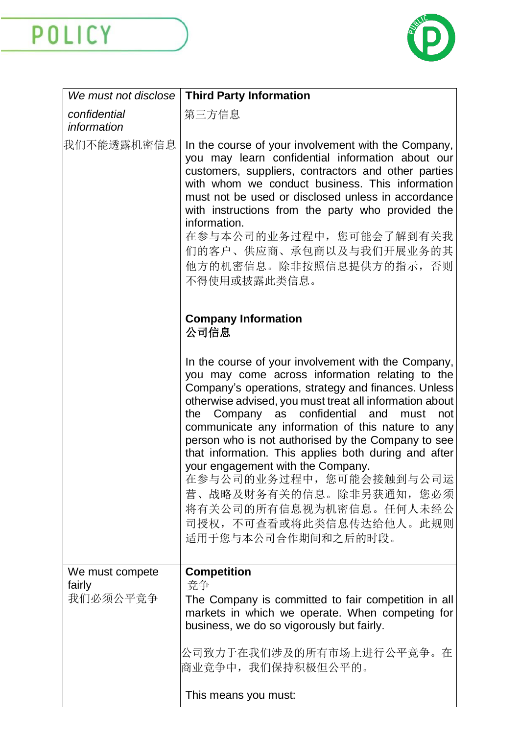| *We must not disclose confidential information*<br><br>我们不能透露机密信息 | **Third Party Information**<br>第三方信息<br><br>In the course of your involvement with the Company, you may learn confidential information about our customers, suppliers, contractors and other parties with whom we conduct business. This information must not be used or disclosed unless in accordance with instructions from the party who provided the information.<br>在参与本公司的业务过程中，您可能会了解到有关我们的客户、供应商、承包商以及与我们开展业务的其他方的机密信息。除非按照信息提供方的指示，否则不得使用或披露此类信息。<br><br>**Company Information**<br>**公司信息**<br><br>In the course of your involvement with the Company, you may come across information relating to the Company's operations, strategy and finances. Unless otherwise advised, you must treat all information about the Company as confidential and must not communicate any information of this nature to any person who is not authorised by the Company to see that information. This applies both during and after your engagement with the Company.<br>在参与公司的业务过程中，您可能会接触到与公司运营、战略及财务有关的信息。除非另获通知，您必须将有关公司的所有信息视为机密信息。任何人未经公司授权，不可查看或将此类信息传达给他人。此规则适用于您与本公司合作期间和之后的时段。 |
|---|---|
| We must compete fairly<br>我们必须公平竞争 | **Competition**<br>竞争<br>The Company is committed to fair competition in all markets in which we operate. When competing for business, we do so vigorously but fairly.<br><br>公司致力于在我们涉及的所有市场上进行公平竞争。在商业竞争中，我们保持积极但公平的。<br><br>This means you must: |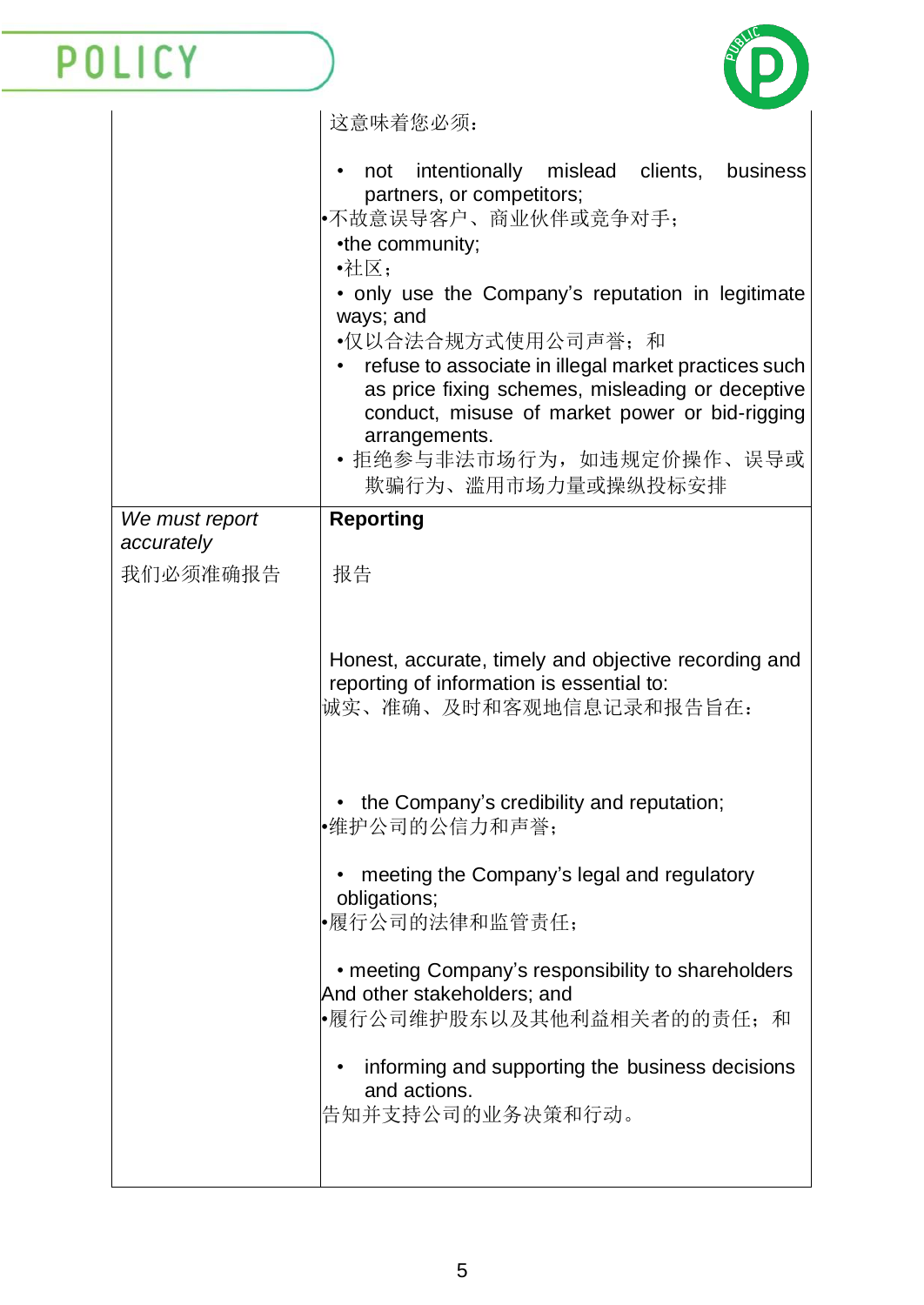| | |
|---|---|
| | 这意味着您必须:<br><br>• not intentionally mislead clients, business partners, or competitors;<br>•不故意误导客户、商业伙伴或竞争对手;<br>•the community;<br>•社区;<br>• only use the Company's reputation in legitimate ways; and<br>•仅以合法合规方式使用公司声誉; 和<br>• refuse to associate in illegal market practices such as price fixing schemes, misleading or deceptive conduct, misuse of market power or bid-rigging arrangements.<br>• 拒绝参与非法市场行为,如违规定价操作、误导或欺骗行为、滥用市场力量或操纵投标安排 |
| *We must report accurately*<br><br>我们必须准确报告 | **Reporting**<br><br>报告<br><br>Honest, accurate, timely and objective recording and reporting of information is essential to:<br>诚实、准确、及时和客观地信息记录和报告旨在:<br><br>• the Company's credibility and reputation;<br>•维护公司的公信力和声誉;<br><br>• meeting the Company's legal and regulatory obligations;<br>•履行公司的法律和监管责任;<br><br>• meeting Company's responsibility to shareholders And other stakeholders; and<br>•履行公司维护股东以及其他利益相关者的的责任; 和<br><br>• informing and supporting the business decisions and actions.<br>告知并支持公司的业务决策和行动。 |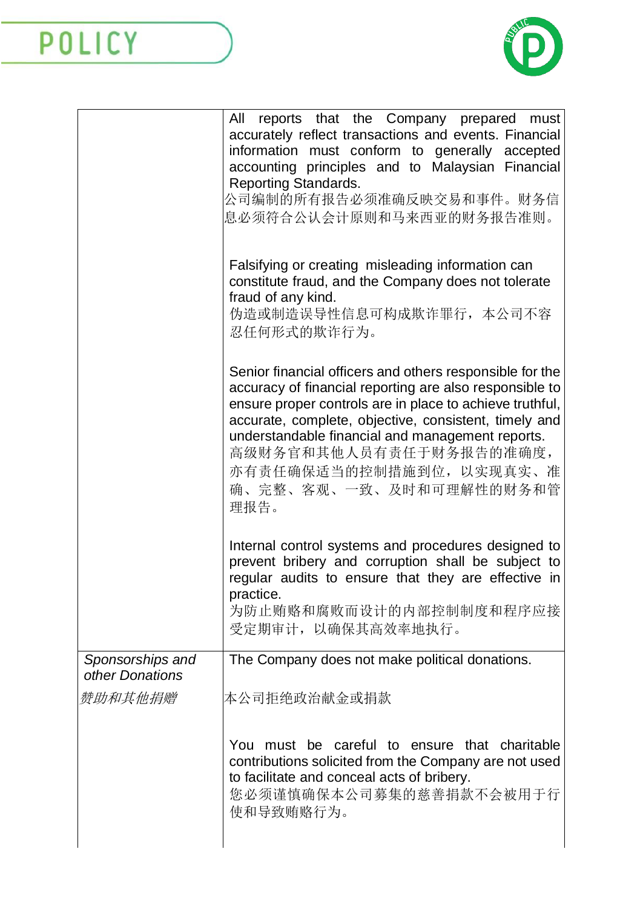| | |
|---|---|
| | All reports that the Company prepared must accurately reflect transactions and events. Financial information must conform to generally accepted accounting principles and to Malaysian Financial Reporting Standards.<br>公司编制的所有报告必须准确反映交易和事件。财务信息必须符合公认会计原则和马来西亚的财务报告准则。<br><br>Falsifying or creating misleading information can constitute fraud, and the Company does not tolerate fraud of any kind.<br>伪造或制造误导性信息可构成欺诈罪行，本公司不容忍任何形式的欺诈行为。<br><br>Senior financial officers and others responsible for the accuracy of financial reporting are also responsible to ensure proper controls are in place to achieve truthful, accurate, complete, objective, consistent, timely and understandable financial and management reports.<br>高级财务官和其他人员有责任于财务报告的准确度，亦有责任确保适当的控制措施到位，以实现真实、准确、完整、客观、一致、及时和可理解性的财务和管理报告。<br><br>Internal control systems and procedures designed to prevent bribery and corruption shall be subject to regular audits to ensure that they are effective in practice.<br>为防止贿赂和腐败而设计的内部控制制度和程序应接受定期审计，以确保其高效率地执行。 |
| *Sponsorships and other Donations*<br><br>*赞助和其他捐赠* | The Company does not make political donations.<br><br>本公司拒绝政治献金或捐款<br><br>You must be careful to ensure that charitable contributions solicited from the Company are not used to facilitate and conceal acts of bribery.<br>您必须谨慎确保本公司募集的慈善捐款不会被用于行使和导致贿赂行为。 |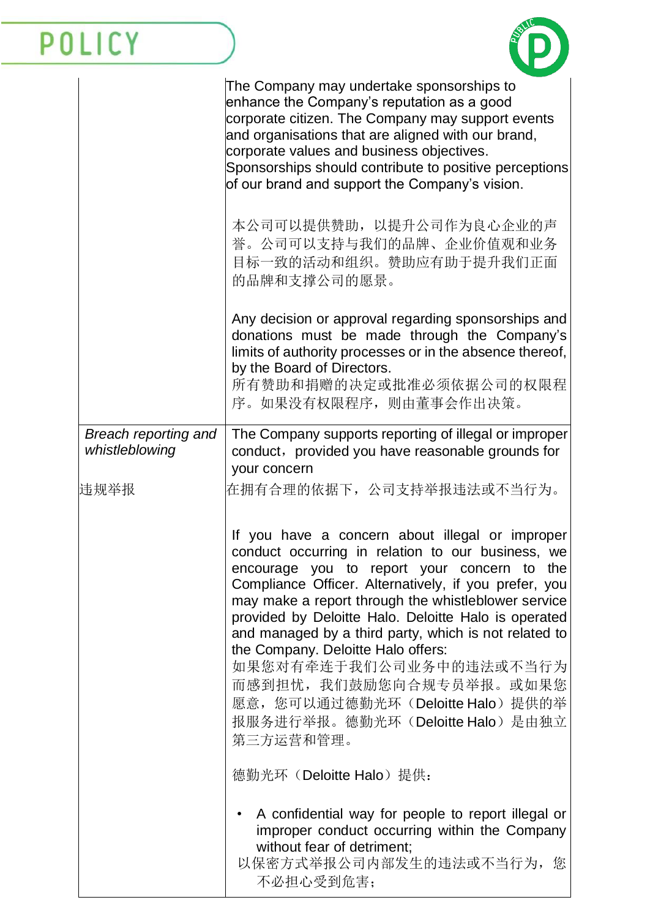| | |
|---|---|
| | The Company may undertake sponsorships to enhance the Company's reputation as a good corporate citizen. The Company may support events and organisations that are aligned with our brand, corporate values and business objectives. Sponsorships should contribute to positive perceptions of our brand and support the Company's vision.<br><br>本公司可以提供赞助，以提升公司作为良心企业的声誉。公司可以支持与我们的品牌、企业价值观和业务目标一致的活动和组织。赞助应有助于提升我们正面的品牌和支撑公司的愿景。<br><br>Any decision or approval regarding sponsorships and donations must be made through the Company's limits of authority processes or in the absence thereof, by the Board of Directors.<br>所有赞助和捐赠的决定或批准必须依据公司的权限程序。如果没有权限程序，则由董事会作出决策。 |
| *Breach reporting and whistleblowing*<br><br>违规举报 | The Company supports reporting of illegal or improper conduct，provided you have reasonable grounds for your concern<br>在拥有合理的依据下，公司支持举报违法或不当行为。<br><br>If you have a concern about illegal or improper conduct occurring in relation to our business, we encourage you to report your concern to the Compliance Officer. Alternatively, if you prefer, you may make a report through the whistleblower service provided by Deloitte Halo. Deloitte Halo is operated and managed by a third party, which is not related to the Company. Deloitte Halo offers:<br>如果您对有牵连于我们公司业务中的违法或不当行为而感到担忧，我们鼓励您向合规专员举报。或如果您愿意，您可以通过德勤光环（Deloitte Halo）提供的举报服务进行举报。德勤光环（Deloitte Halo）是由独立第三方运营和管理。<br><br>德勤光环（Deloitte Halo）提供：<br><br>• A confidential way for people to report illegal or improper conduct occurring within the Company without fear of detriment;<br>以保密方式举报公司内部发生的违法或不当行为，您不必担心受到危害； |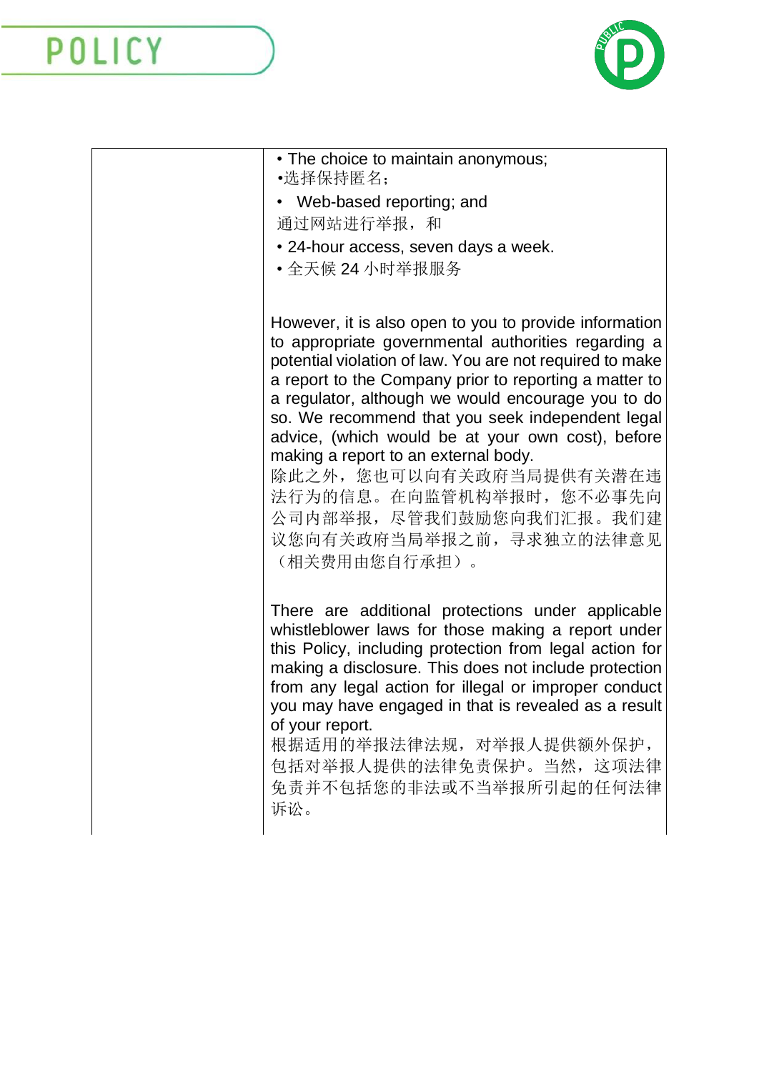| | • The choice to maintain anonymous;<br>•选择保持匿名；<br>• Web-based reporting; and<br>通过网站进行举报，和<br>• 24-hour access, seven days a week.<br>• 全天候 24 小时举报服务<br><br>However, it is also open to you to provide information to appropriate governmental authorities regarding a potential violation of law. You are not required to make a report to the Company prior to reporting a matter to a regulator, although we would encourage you to do so. We recommend that you seek independent legal advice, (which would be at your own cost), before making a report to an external body.<br>除此之外，您也可以向有关政府当局提供有关潜在违法行为的信息。在向监管机构举报时，您不必事先向公司内部举报，尽管我们鼓励您向我们汇报。我们建议您向有关政府当局举报之前，寻求独立的法律意见（相关费用由您自行承担）。<br><br>There are additional protections under applicable whistleblower laws for those making a report under this Policy, including protection from legal action for making a disclosure. This does not include protection from any legal action for illegal or improper conduct you may have engaged in that is revealed as a result of your report.<br>根据适用的举报法律法规，对举报人提供额外保护，包括对举报人提供的法律免责保护。当然，这项法律免责并不包括您的非法或不当举报所引起的任何法律诉讼。 |
|---|---|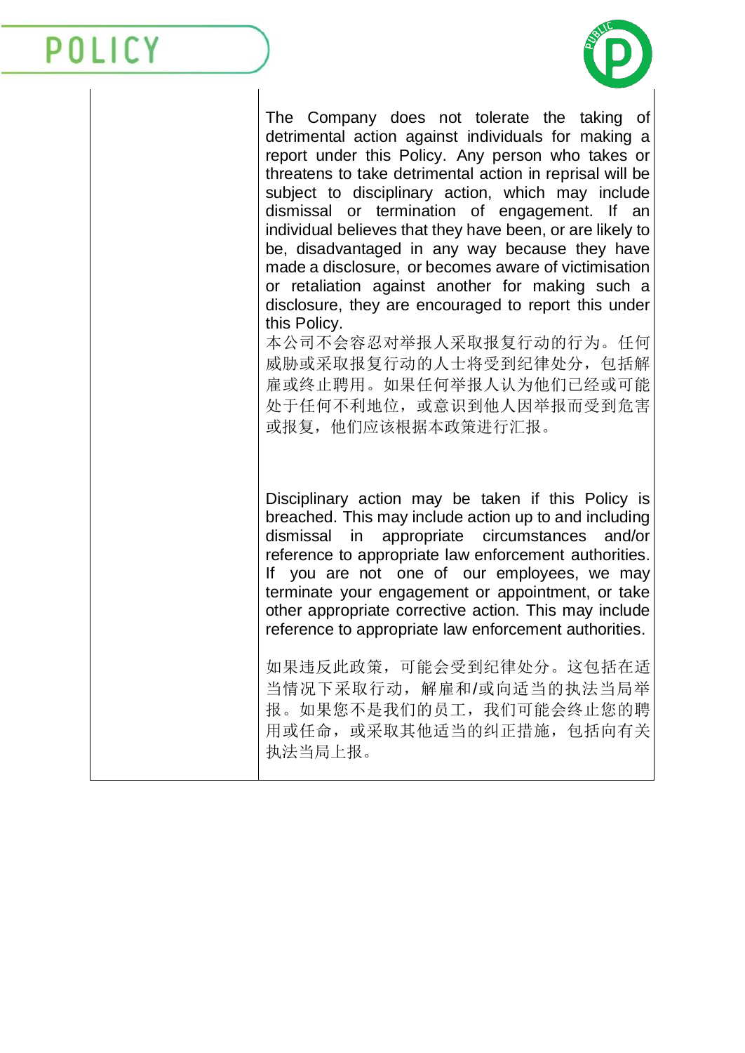| | |
|---|---|
| | The Company does not tolerate the taking of detrimental action against individuals for making a report under this Policy. Any person who takes or threatens to take detrimental action in reprisal will be subject to disciplinary action, which may include dismissal or termination of engagement. If an individual believes that they have been, or are likely to be, disadvantaged in any way because they have made a disclosure, or becomes aware of victimisation or retaliation against another for making such a disclosure, they are encouraged to report this under this Policy.<br>本公司不会容忍对举报人采取报复行动的行为。任何威胁或采取报复行动的人士将受到纪律处分，包括解雇或终止聘用。如果任何举报人认为他们已经或可能处于任何不利地位，或意识到他人因举报而受到危害或报复，他们应该根据本政策进行汇报。<br><br>Disciplinary action may be taken if this Policy is breached. This may include action up to and including dismissal in appropriate circumstances and/or reference to appropriate law enforcement authorities. If you are not one of our employees, we may terminate your engagement or appointment, or take other appropriate corrective action. This may include reference to appropriate law enforcement authorities.<br><br>如果违反此政策，可能会受到纪律处分。这包括在适当情况下采取行动，解雇和/或向适当的执法当局举报。如果您不是我们的员工，我们可能会终止您的聘用或任命，或采取其他适当的纠正措施，包括向有关执法当局上报。 |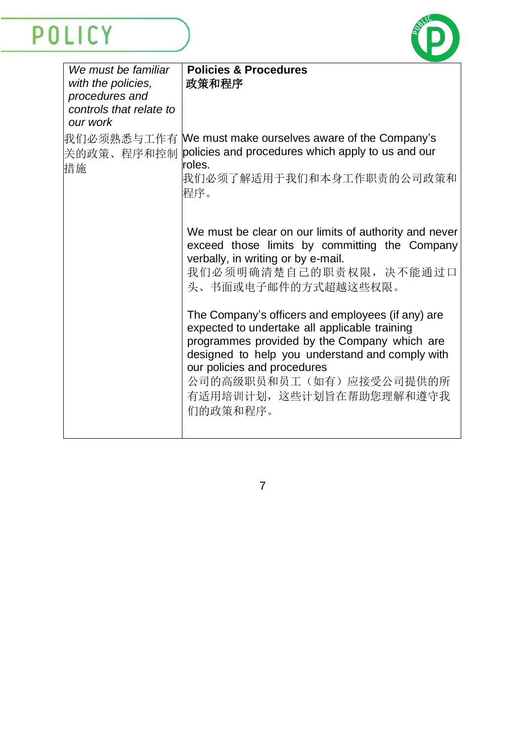| *We must be familiar with the policies, procedures and controls that relate to our work*<br><br>我们必须熟悉与工作有关的政策、程序和控制措施 | **Policies & Procedures**<br>**政策和程序**<br><br>We must make ourselves aware of the Company's policies and procedures which apply to us and our roles.<br>我们必须了解适用于我们和本身工作职责的公司政策和程序。<br><br>We must be clear on our limits of authority and never exceed those limits by committing the Company verbally, in writing or by e-mail.<br>我们必须明确清楚自己的职责权限，决不能通过口头、书面或电子邮件的方式超越这些权限。<br><br>The Company's officers and employees (if any) are expected to undertake all applicable training programmes provided by the Company which are designed to help you understand and comply with our policies and procedures<br>公司的高级职员和员工（如有）应接受公司提供的所有适用培训计划，这些计划旨在帮助您理解和遵守我们的政策和程序。 |
|---|---|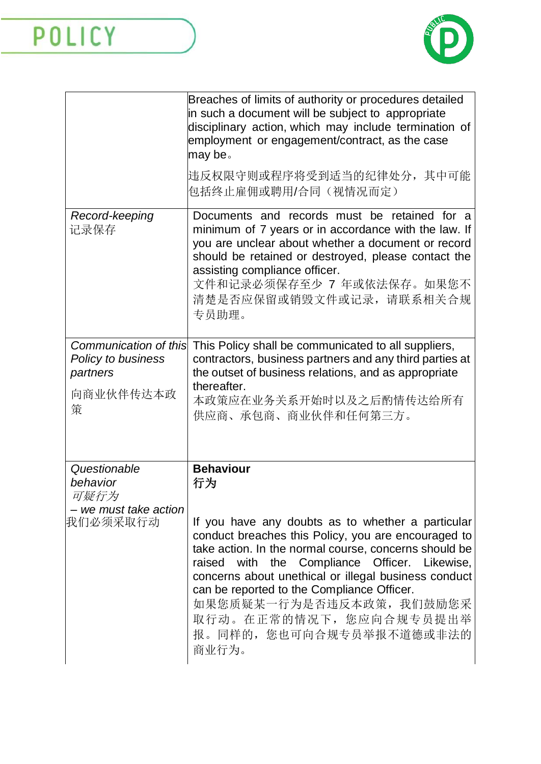| | |
|---|---|
| | Breaches of limits of authority or procedures detailed in such a document will be subject to appropriate disciplinary action, which may include termination of employment or engagement/contract, as the case may be。<br><br>违反权限守则或程序将受到适当的纪律处分，其中可能包括终止雇佣或聘用/合同（视情况而定） |
| *Record-keeping*<br>记录保存 | Documents and records must be retained for a minimum of 7 years or in accordance with the law. If you are unclear about whether a document or record should be retained or destroyed, please contact the assisting compliance officer.<br>文件和记录必须保存至少 7 年或依法保存。如果您不清楚是否应保留或销毁文件或记录，请联系相关合规专员助理。 |
| *Communication of this Policy to business partners*<br><br>向商业伙伴传达本政策 | This Policy shall be communicated to all suppliers, contractors, business partners and any third parties at the outset of business relations, and as appropriate thereafter.<br>本政策应在业务关系开始时以及之后酌情传达给所有供应商、承包商、商业伙伴和任何第三方。 |
| *Questionable behavior*<br>*可疑行为*<br>*– we must take action*<br>我们必须采取行动 | **Behaviour**<br>**行为**<br><br>If you have any doubts as to whether a particular conduct breaches this Policy, you are encouraged to take action. In the normal course, concerns should be raised with the Compliance Officer. Likewise, concerns about unethical or illegal business conduct can be reported to the Compliance Officer.<br>如果您质疑某一行为是否违反本政策，我们鼓励您采取行动。在正常的情况下，您应向合规专员提出举报。同样的，您也可向合规专员举报不道德或非法的商业行为。 |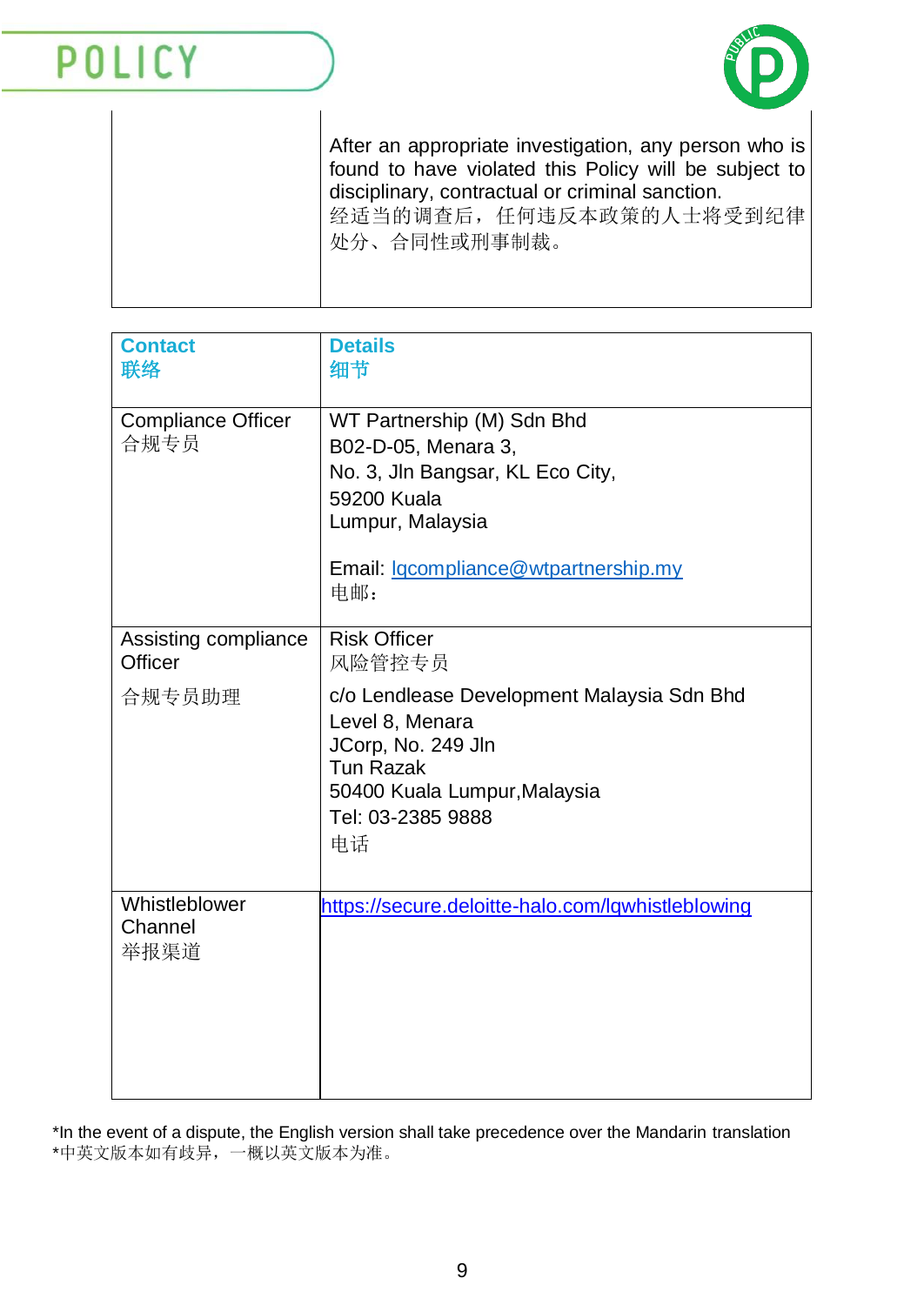| | |
|---|---|
| | After an appropriate investigation, any person who is found to have violated this Policy will be subject to disciplinary, contractual or criminal sanction.<br>经适当的调查后，任何违反本政策的人士将受到纪律处分、合同性或刑事制裁。 |

| **Contact**<br>**联络** | **Details**<br>**细节** |
|---|---|
| Compliance Officer<br>合规专员 | WT Partnership (M) Sdn Bhd<br>B02-D-05, Menara 3,<br>No. 3, Jln Bangsar, KL Eco City,<br>59200 Kuala<br>Lumpur, Malaysia<br><br>Email: lqcompliance@wtpartnership.my<br>电邮： |
| Assisting compliance Officer<br>合规专员助理 | Risk Officer<br>风险管控专员<br>c/o Lendlease Development Malaysia Sdn Bhd<br>Level 8, Menara<br>JCorp, No. 249 Jln<br>Tun Razak<br>50400 Kuala Lumpur,Malaysia<br>Tel: 03-2385 9888<br>电话 |
| Whistleblower Channel<br>举报渠道 | https://secure.deloitte-halo.com/lqwhistleblowing |

*In the event of a dispute, the English version shall take precedence over the Mandarin translation
*中英文版本如有歧异，一概以英文版本为准。